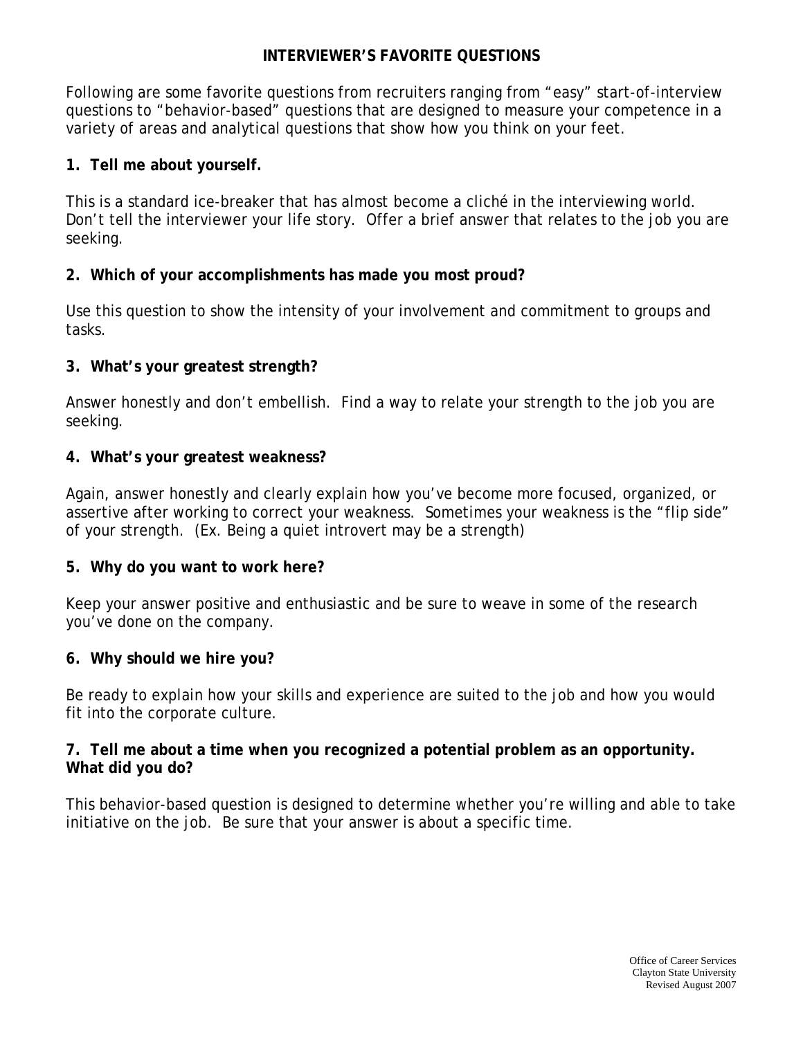# INTERVIEWER'S FAVORITE QUESTIONS

Following are some favorite questions from recruiters ranging from "easy" start-of-interview questions to "behavior-based" questions that are designed to measure your competence in a variety of areas and analytical questions that show how you think on your feet.

**1. Tell me about yourself.**

This is a standard ice-breaker that has almost become a cliché in the interviewing world. Don't tell the interviewer your life story. Offer a brief answer that relates to the job you are seeking.

**2. Which of your accomplishments has made you most proud?**

Use this question to show the intensity of your involvement and commitment to groups and tasks.

**3. What's your greatest strength?**

Answer honestly and don't embellish. Find a way to relate your strength to the job you are seeking.

**4. What's your greatest weakness?**

Again, answer honestly and clearly explain how you've become more focused, organized, or assertive after working to correct your weakness. Sometimes your weakness is the "flip side" of your strength. (Ex. Being a quiet introvert may be a strength)

**5. Why do you want to work here?**

Keep your answer positive and enthusiastic and be sure to weave in some of the research you've done on the company.

**6. Why should we hire you?**

Be ready to explain how your skills and experience are suited to the job and how you would fit into the corporate culture.

**7. Tell me about a time when you recognized a potential problem as an opportunity. What did you do?**

This behavior-based question is designed to determine whether you're willing and able to take initiative on the job. Be sure that your answer is about a specific time.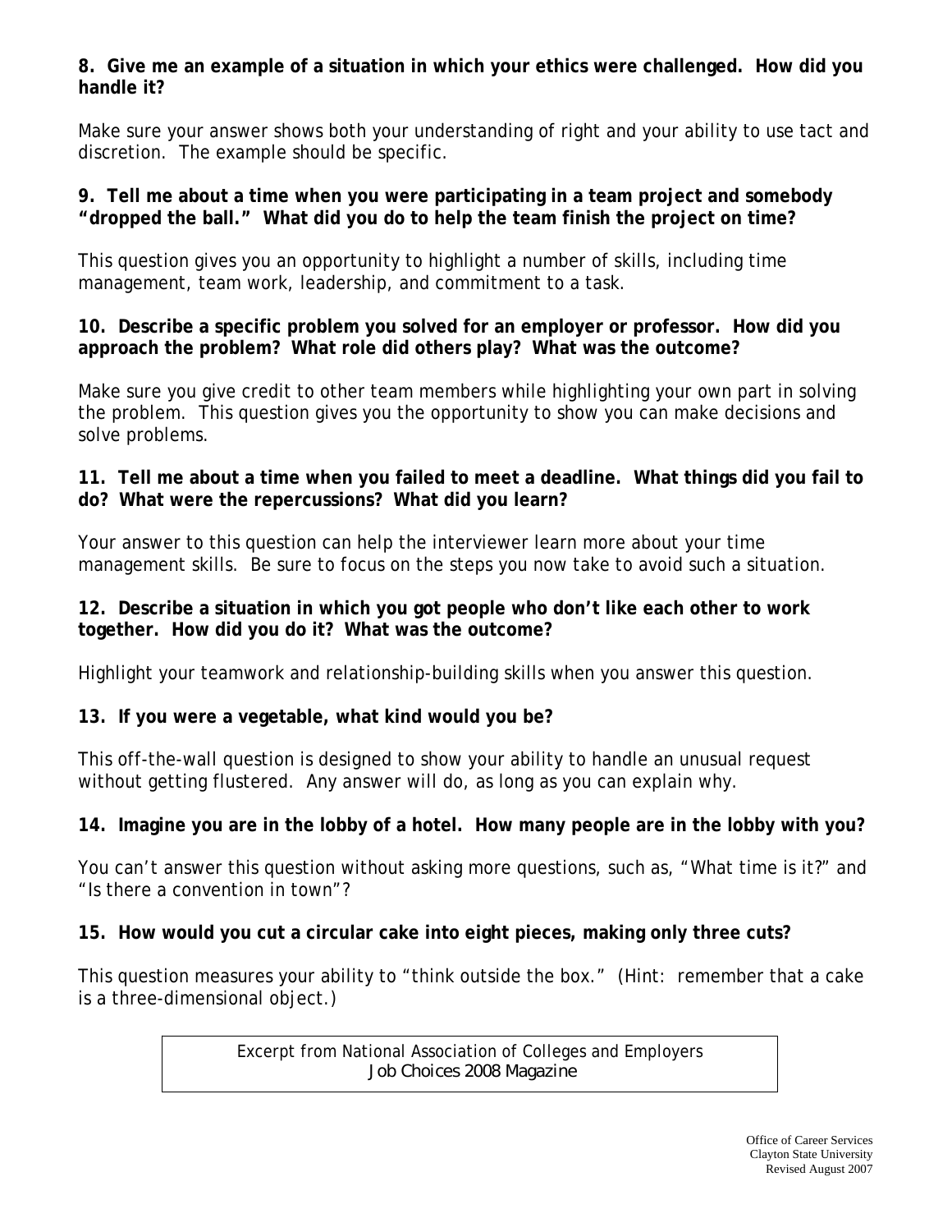**8. Give me an example of a situation in which your ethics were challenged. How did you handle it?**

Make sure your answer shows both your understanding of right and your ability to use tact and discretion. The example should be specific.

**9. Tell me about a time when you were participating in a team project and somebody "dropped the ball." What did you do to help the team finish the project on time?**

This question gives you an opportunity to highlight a number of skills, including time management, team work, leadership, and commitment to a task.

**10. Describe a specific problem you solved for an employer or professor. How did you approach the problem? What role did others play? What was the outcome?**

Make sure you give credit to other team members while highlighting your own part in solving the problem. This question gives you the opportunity to show you can make decisions and solve problems.

**11. Tell me about a time when you failed to meet a deadline. What things did you fail to do? What were the repercussions? What did you learn?**

Your answer to this question can help the interviewer learn more about your time management skills. Be sure to focus on the steps you now take to avoid such a situation.

**12. Describe a situation in which you got people who don't like each other to work together. How did you do it? What was the outcome?**

Highlight your teamwork and relationship-building skills when you answer this question.

**13. If you were a vegetable, what kind would you be?**

This off-the-wall question is designed to show your ability to handle an unusual request without getting flustered. Any answer will do, as long as you can explain why.

**14. Imagine you are in the lobby of a hotel. How many people are in the lobby with you?**

You can't answer this question without asking more questions, such as, "What time is it?" and "Is there a convention in town"?

**15. How would you cut a circular cake into eight pieces, making only three cuts?**

This question measures your ability to "think outside the box." (Hint: remember that a cake is a three-dimensional object.)

Excerpt from National Association of Colleges and Employers
*Job Choices 2008 Magazine*

Office of Career Services
Clayton State University
Revised August 2007